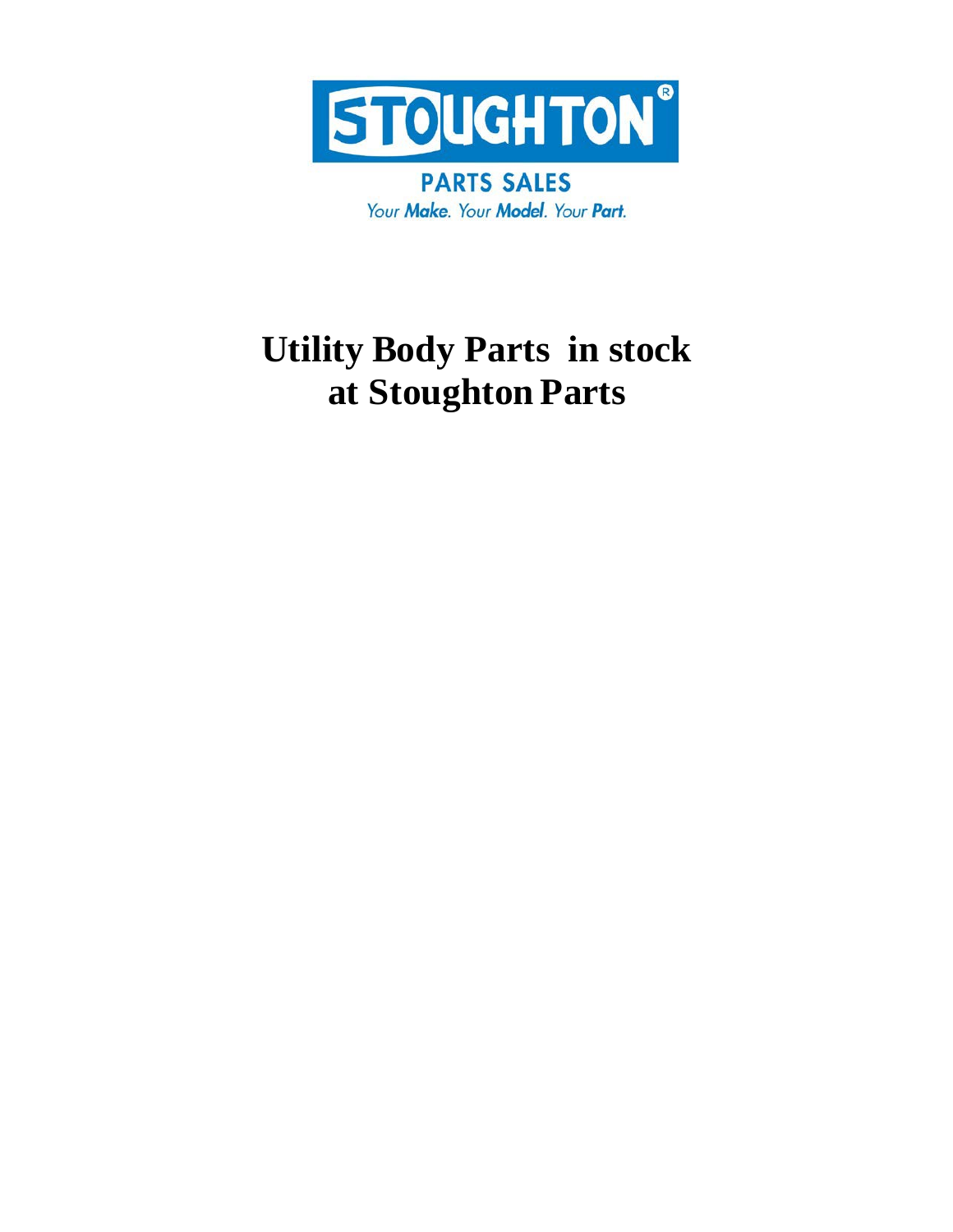STOUGHTON®

PARTS SALES

*Your **Make**. Your **Model**. Your **Part**.*

# Utility Body Parts in stock at Stoughton Parts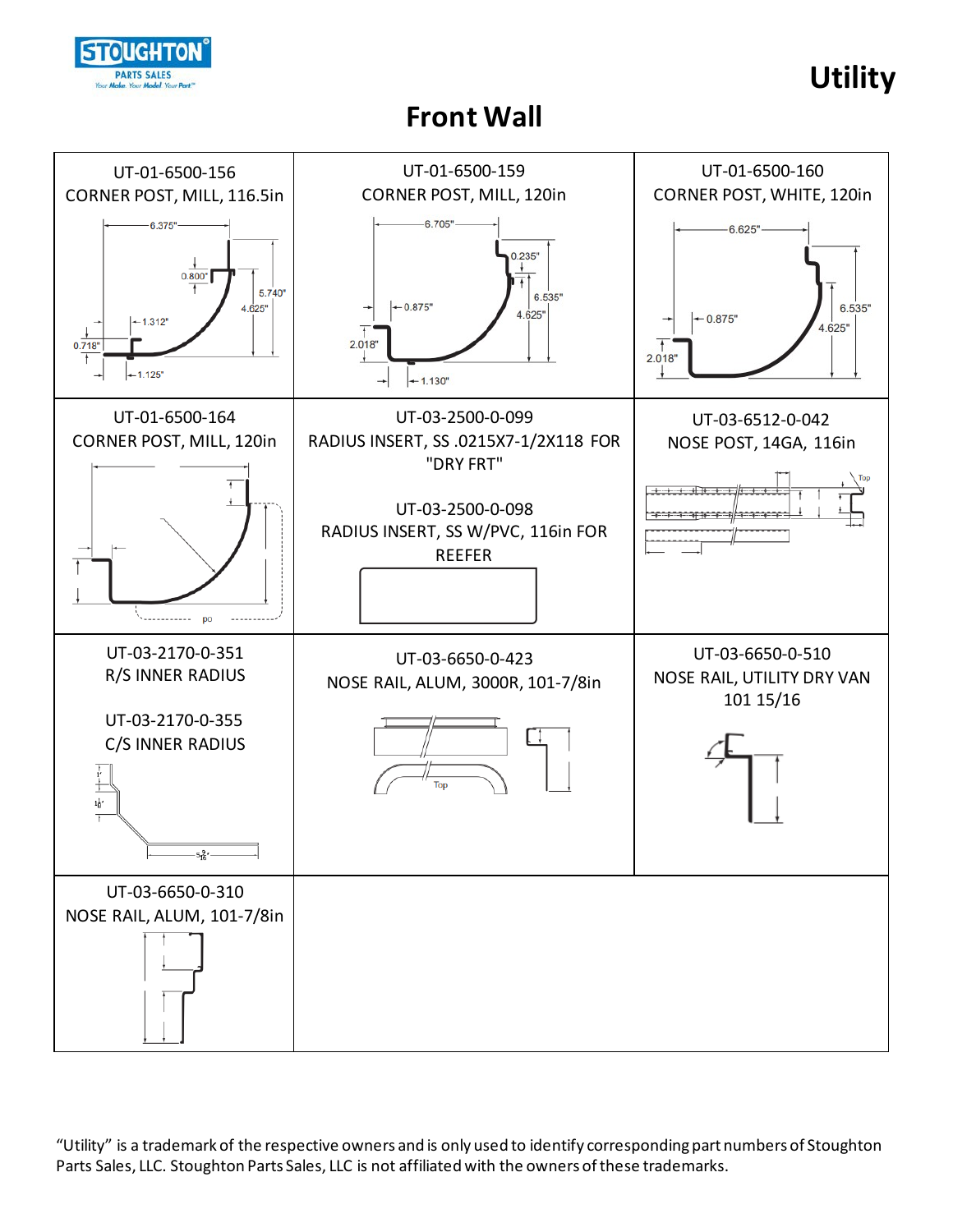# Utility

## Front Wall

| | | |
|---|---|---|
| UT-01-6500-156<br>CORNER POST, MILL, 116.5in<br>6.375" 0.800" 5.740" 4.625" 1.312" 0.718" 1.125" | UT-01-6500-159<br>CORNER POST, MILL, 120in<br>6.705" 0.235" 6.535" 0.875" 4.625" 2.018" 1.130" | UT-01-6500-160<br>CORNER POST, WHITE, 120in<br>6.625" 6.535" 0.875" 4.625" 2.018" |
| UT-01-6500-164<br>CORNER POST, MILL, 120in | UT-03-2500-0-099<br>RADIUS INSERT, SS .0215X7-1/2X118 FOR "DRY FRT"<br><br>UT-03-2500-0-098<br>RADIUS INSERT, SS W/PVC, 116in FOR REEFER | UT-03-6512-0-042<br>NOSE POST, 14GA, 116in<br>Top |
| UT-03-2170-0-351<br>R/S INNER RADIUS<br><br>UT-03-2170-0-355<br>C/S INNER RADIUS | UT-03-6650-0-423<br>NOSE RAIL, ALUM, 3000R, 101-7/8in<br>Top | UT-03-6650-0-510<br>NOSE RAIL, UTILITY DRY VAN 101 15/16 |
| UT-03-6650-0-310<br>NOSE RAIL, ALUM, 101-7/8in | | |

"Utility" is a trademark of the respective owners and is only used to identify corresponding part numbers of Stoughton Parts Sales, LLC. Stoughton Parts Sales, LLC is not affiliated with the owners of these trademarks.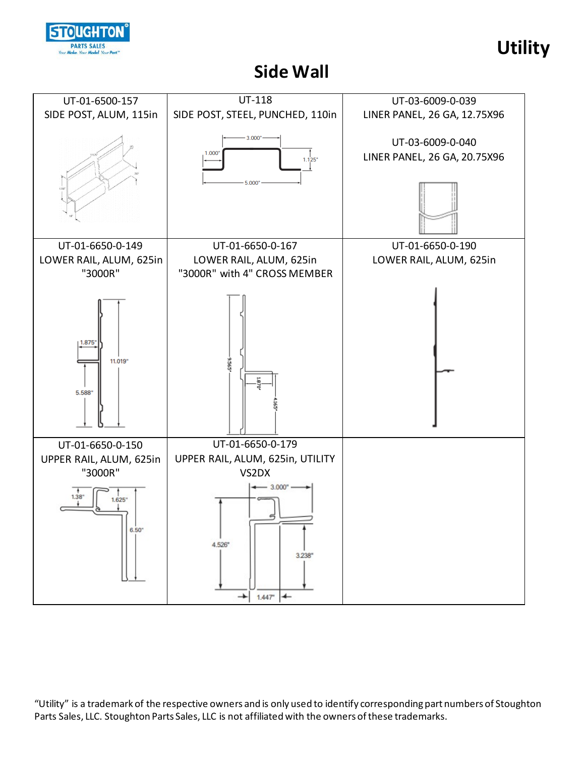# Utility

## Side Wall

| UT-01-6500-157<br>SIDE POST, ALUM, 115in | UT-118<br>SIDE POST, STEEL, PUNCHED, 110in | UT-03-6009-0-039<br>LINER PANEL, 26 GA, 12.75X96<br><br>UT-03-6009-0-040<br>LINER PANEL, 26 GA, 20.75X96 |
|---|---|---|
| UT-01-6650-0-149<br>LOWER RAIL, ALUM, 625in<br>"3000R" | UT-01-6650-0-167<br>LOWER RAIL, ALUM, 625in<br>"3000R" with 4" CROSS MEMBER | UT-01-6650-0-190<br>LOWER RAIL, ALUM, 625in |
| UT-01-6650-0-150<br>UPPER RAIL, ALUM, 625in<br>"3000R" | UT-01-6650-0-179<br>UPPER RAIL, ALUM, 625in, UTILITY<br>VS2DX | |

"Utility" is a trademark of the respective owners and is only used to identify corresponding part numbers of Stoughton Parts Sales, LLC. Stoughton Parts Sales, LLC is not affiliated with the owners of these trademarks.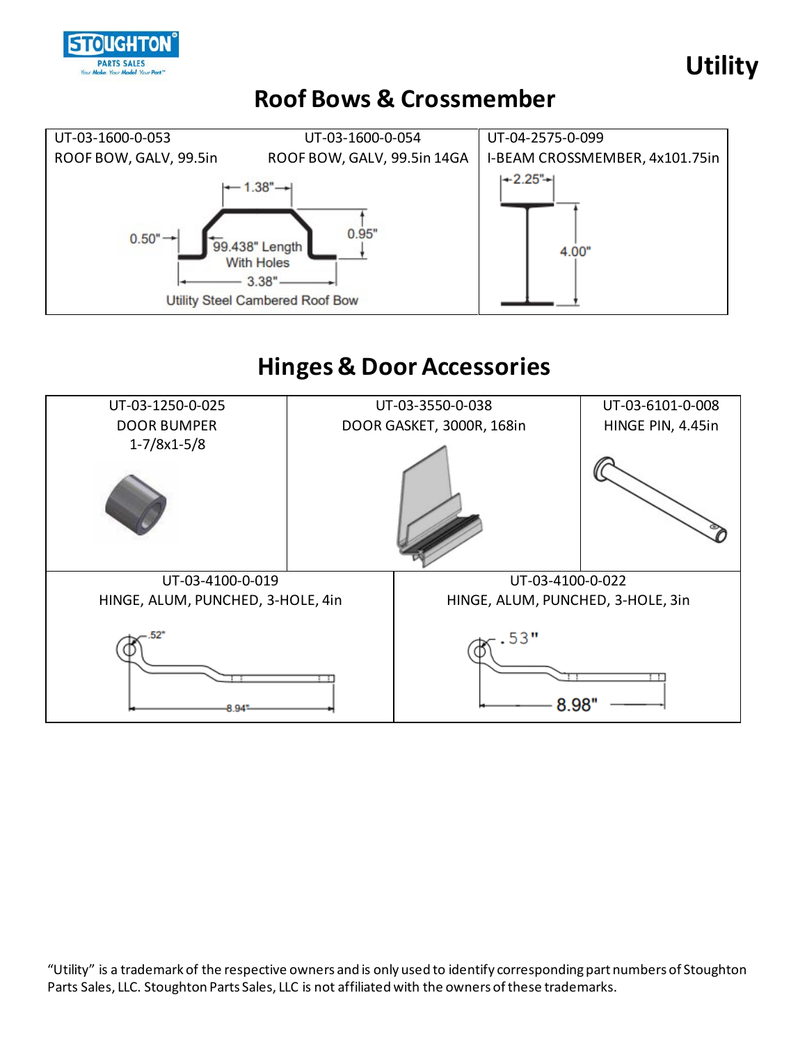# Utility

## Roof Bows & Crossmember

| UT-03-1600-0-053<br>ROOF BOW, GALV, 99.5in | UT-03-1600-0-054<br>ROOF BOW, GALV, 99.5in 14GA | UT-04-2575-0-099<br>I-BEAM CROSSMEMBER, 4x101.75in |
|---|---|---|

1.38"
0.50"
0.95"
99.438" Length With Holes
3.38"
Utility Steel Cambered Roof Bow

2.25"
4.00"

## Hinges & Door Accessories

| UT-03-1250-0-025<br>DOOR BUMPER<br>1-7/8x1-5/8 | UT-03-3550-0-038<br>DOOR GASKET, 3000R, 168in | UT-03-6101-0-008<br>HINGE PIN, 4.45in |
|---|---|---|
| UT-03-4100-0-019<br>HINGE, ALUM, PUNCHED, 3-HOLE, 4in | UT-03-4100-0-022<br>HINGE, ALUM, PUNCHED, 3-HOLE, 3in | |

.52"
8.94"

.53"
8.98"

"Utility" is a trademark of the respective owners and is only used to identify corresponding part numbers of Stoughton Parts Sales, LLC. Stoughton Parts Sales, LLC is not affiliated with the owners of these trademarks.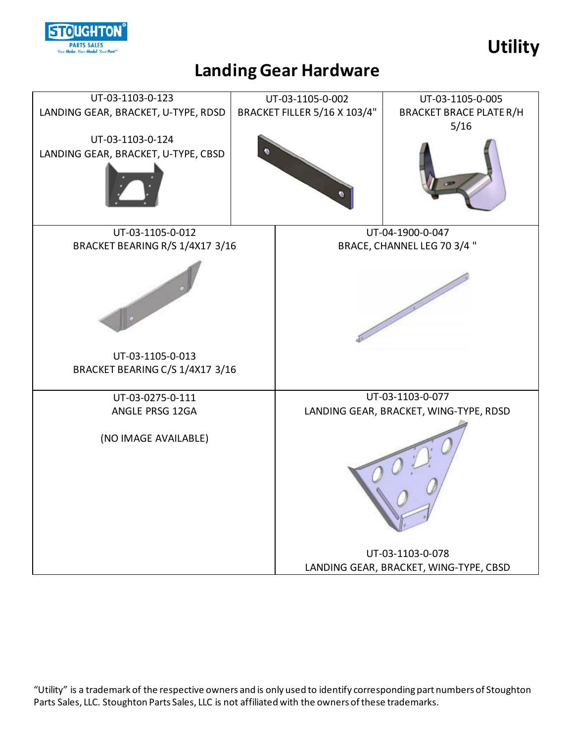**Utility**

# Landing Gear Hardware

UT-03-1103-0-123
LANDING GEAR, BRACKET, U-TYPE, RDSD

UT-03-1103-0-124
LANDING GEAR, BRACKET, U-TYPE, CBSD

UT-03-1105-0-002
BRACKET FILLER 5/16 X 103/4"

UT-03-1105-0-005
BRACKET BRACE PLATE R/H 5/16

UT-03-1105-0-012
BRACKET BEARING R/S 1/4X17 3/16

UT-03-1105-0-013
BRACKET BEARING C/S 1/4X17 3/16

UT-04-1900-0-047
BRACE, CHANNEL LEG 70 3/4 "

UT-03-0275-0-111
ANGLE PRSG 12GA

(NO IMAGE AVAILABLE)

UT-03-1103-0-077
LANDING GEAR, BRACKET, WING-TYPE, RDSD

UT-03-1103-0-078
LANDING GEAR, BRACKET, WING-TYPE, CBSD

"Utility" is a trademark of the respective owners and is only used to identify corresponding part numbers of Stoughton Parts Sales, LLC. Stoughton Parts Sales, LLC is not affiliated with the owners of these trademarks.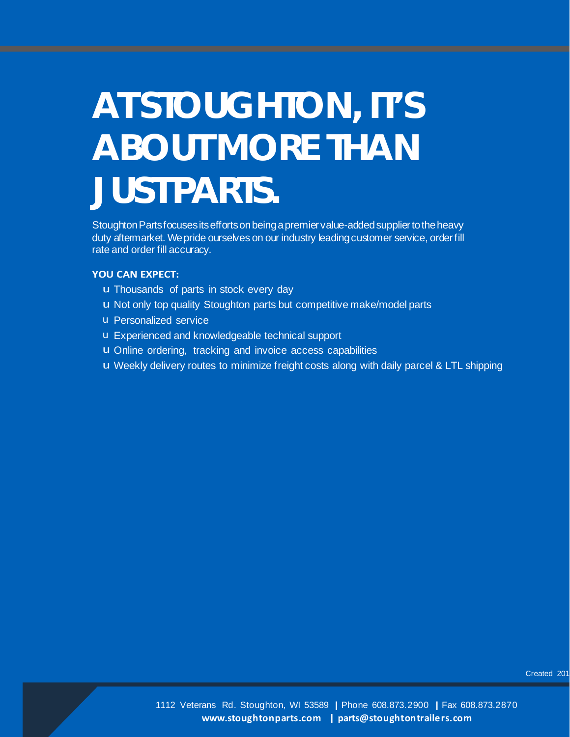# ATSTOUGHTON, IT'S ABOUTMORE THAN JUSTPARTS.

Stoughton Parts focuses its efforts on being a premier value-added supplier to the heavy duty aftermarket. We pride ourselves on our industry leading customer service, order fill rate and order fill accuracy.

**YOU CAN EXPECT:**

- Thousands of parts in stock every day
- Not only top quality Stoughton parts but competitive make/model parts
- Personalized service
- Experienced and knowledgeable technical support
- Online ordering, tracking and invoice access capabilities
- Weekly delivery routes to minimize freight costs along with daily parcel & LTL shipping

Created 201

1112 Veterans Rd. Stoughton, WI 53589 | Phone 608.873.2900 | Fax 608.873.2870
**www.stoughtonparts.com | parts@stoughtontrailers.com**